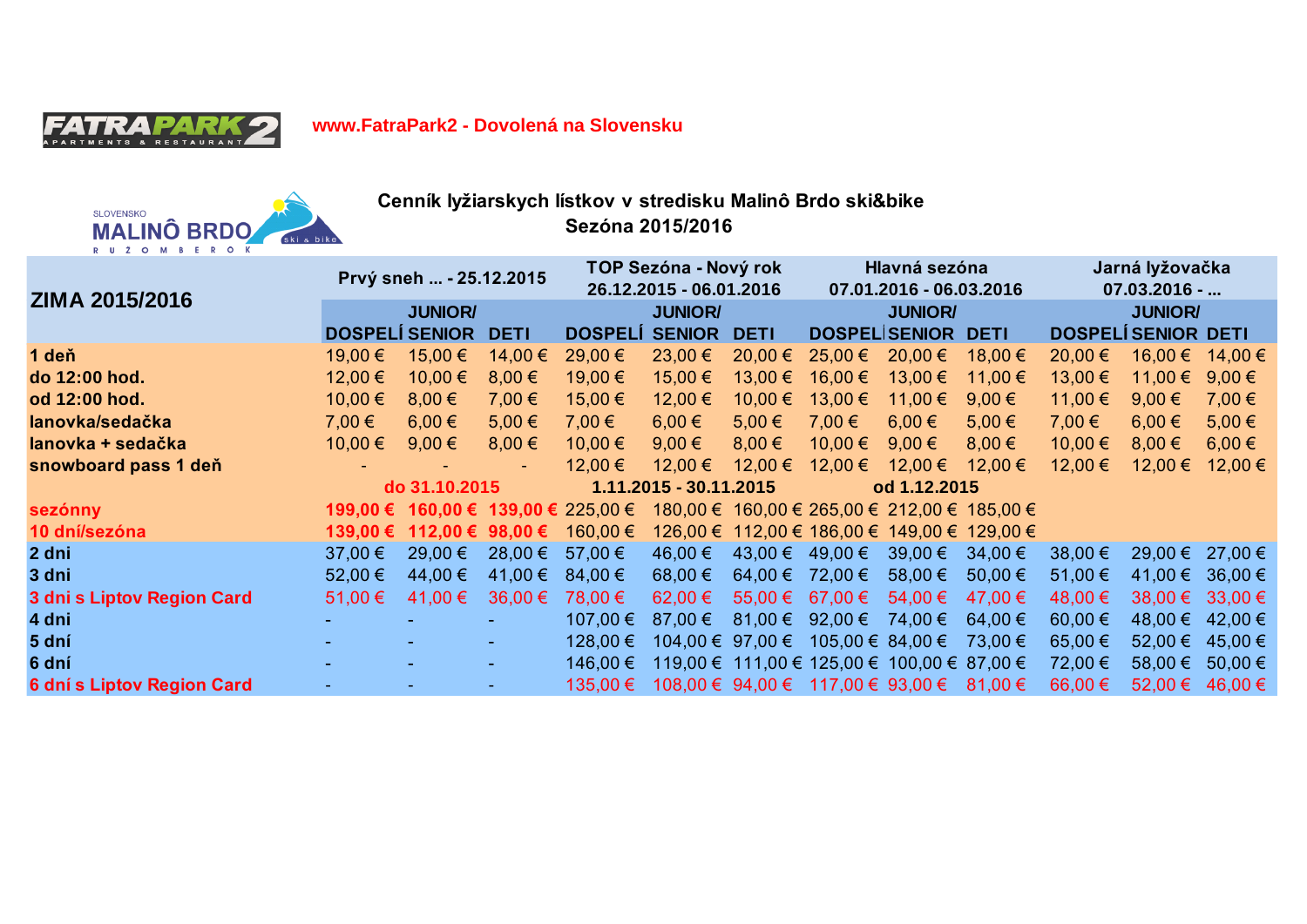www.FatraPark2 - Dovolená na Slovensku

# Cenník lyžiarskych lístkov v stredisku Malinô Brdo ski&bike

## Sezóna 2015/2016

| ZIMA 2015/2016 | Prvý sneh ... - 25.12.2015 | | | TOP Sezóna - Nový rok 26.12.2015 - 06.01.2016 | | | Hlavná sezóna 07.01.2016 - 06.03.2016 | | | Jarná lyžovačka 07.03.2016 - ... | | |
|---|---|---|---|---|---|---|---|---|---|---|---|---|
| | DOSPELÍ | JUNIOR/ SENIOR | DETI | DOSPELÍ | JUNIOR/ SENIOR | DETI | DOSPELÍ | JUNIOR/ SENIOR | DETI | DOSPELÍ | JUNIOR/ SENIOR | DETI |
| **1 deň** | 19,00 € | 15,00 € | 14,00 € | 29,00 € | 23,00 € | 20,00 € | 25,00 € | 20,00 € | 18,00 € | 20,00 € | 16,00 € | 14,00 € |
| **do 12:00 hod.** | 12,00 € | 10,00 € | 8,00 € | 19,00 € | 15,00 € | 13,00 € | 16,00 € | 13,00 € | 11,00 € | 13,00 € | 11,00 € | 9,00 € |
| **od 12:00 hod.** | 10,00 € | 8,00 € | 7,00 € | 15,00 € | 12,00 € | 10,00 € | 13,00 € | 11,00 € | 9,00 € | 11,00 € | 9,00 € | 7,00 € |
| **lanovka/sedačka** | 7,00 € | 6,00 € | 5,00 € | 7,00 € | 6,00 € | 5,00 € | 7,00 € | 6,00 € | 5,00 € | 7,00 € | 6,00 € | 5,00 € |
| **lanovka + sedačka** | 10,00 € | 9,00 € | 8,00 € | 10,00 € | 9,00 € | 8,00 € | 10,00 € | 9,00 € | 8,00 € | 10,00 € | 8,00 € | 6,00 € |
| **snowboard pass 1 deň** | - | - | - | 12,00 € | 12,00 € | 12,00 € | 12,00 € | 12,00 € | 12,00 € | 12,00 € | 12,00 € | 12,00 € |
| | do 31.10.2015 | | | 1.11.2015 - 30.11.2015 | | | od 1.12.2015 | | | | | |
| **sezónny** | **199,00 €** | **160,00 €** | **139,00 €** | 225,00 € | 180,00 € | 160,00 € | 265,00 € | 212,00 € | 185,00 € | | | |
| **10 dní/sezóna** | **139,00 €** | **112,00 €** | **98,00 €** | 160,00 € | 126,00 € | 112,00 € | 186,00 € | 149,00 € | 129,00 € | | | |
| **2 dni** | 37,00 € | 29,00 € | 28,00 € | 57,00 € | 46,00 € | 43,00 € | 49,00 € | 39,00 € | 34,00 € | 38,00 € | 29,00 € | 27,00 € |
| **3 dni** | 52,00 € | 44,00 € | 41,00 € | 84,00 € | 68,00 € | 64,00 € | 72,00 € | 58,00 € | 50,00 € | 51,00 € | 41,00 € | 36,00 € |
| **3 dni s Liptov Region Card** | 51,00 € | 41,00 € | 36,00 € | 78,00 € | 62,00 € | 55,00 € | 67,00 € | 54,00 € | 47,00 € | 48,00 € | 38,00 € | 33,00 € |
| **4 dni** | - | - | - | 107,00 € | 87,00 € | 81,00 € | 92,00 € | 74,00 € | 64,00 € | 60,00 € | 48,00 € | 42,00 € |
| **5 dní** | - | - | - | 128,00 € | 104,00 € | 97,00 € | 105,00 € | 84,00 € | 73,00 € | 65,00 € | 52,00 € | 45,00 € |
| **6 dní** | - | - | - | 146,00 € | 119,00 € | 111,00 € | 125,00 € | 100,00 € | 87,00 € | 72,00 € | 58,00 € | 50,00 € |
| **6 dní s Liptov Region Card** | - | - | - | 135,00 € | 108,00 € | 94,00 € | 117,00 € | 93,00 € | 81,00 € | 66,00 € | 52,00 € | 46,00 € |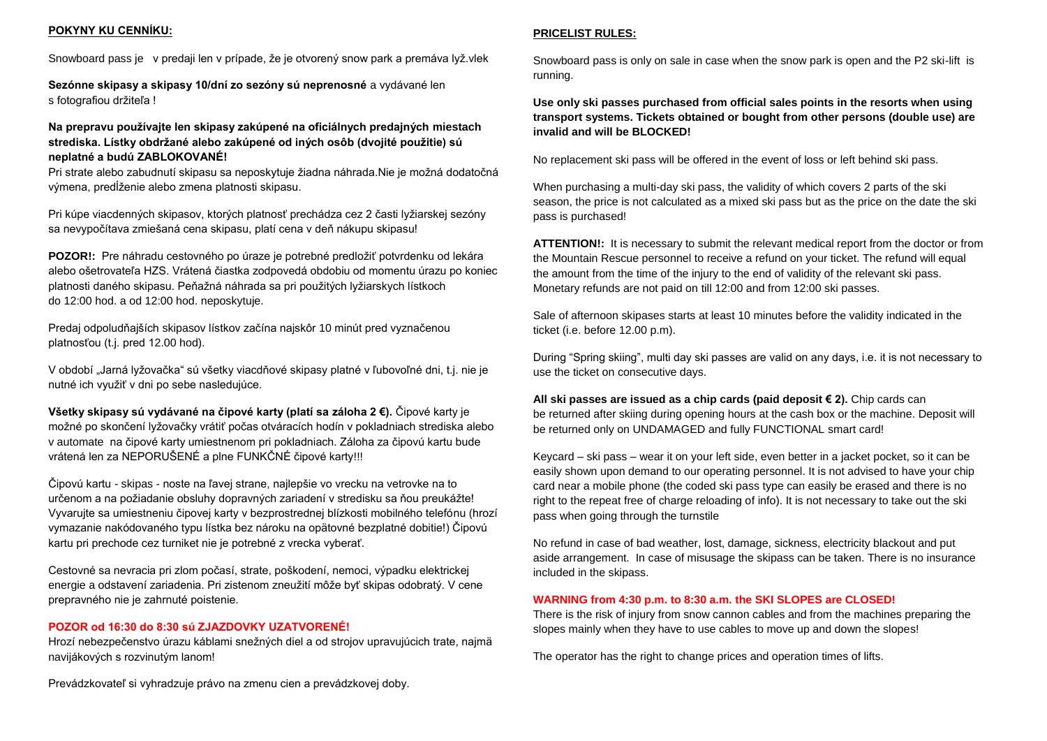**POKYNY KU CENNÍKU:**

Snowboard pass je v predaji len v prípade, že je otvorený snow park a premáva lyž.vlek

**Sezónne skipasy a skipasy 10/dní zo sezóny sú neprenosné** a vydávané len s fotografiou držiteľa !

**Na prepravu používajte len skipasy zakúpené na oficiálnych predajných miestach strediska. Lístky obdržané alebo zakúpené od iných osôb (dvojité použitie) sú neplatné a budú ZABLOKOVANÉ!**

Pri strate alebo zabudnutí skipasu sa neposkytuje žiadna náhrada.Nie je možná dodatočná výmena, predĺženie alebo zmena platnosti skipasu.

Pri kúpe viacdenných skipasov, ktorých platnosť prechádza cez 2 časti lyžiarskej sezóny sa nevypočítava zmiešaná cena skipasu, platí cena v deň nákupu skipasu!

**POZOR!:** Pre náhradu cestovného po úraze je potrebné predložiť potvrdenku od lekára alebo ošetrovateľa HZS. Vrátená čiastka zodpovedá obdobiu od momentu úrazu po koniec platnosti daného skipasu. Peňažná náhrada sa pri použitých lyžiarskych lístkoch do 12:00 hod. a od 12:00 hod. neposkytuje.

Predaj odpoludňajších skipasov lístkov začína najskôr 10 minút pred vyznačenou platnosťou (t.j. pred 12.00 hod).

V období „Jarná lyžovačka" sú všetky viacdňové skipasy platné v ľubovoľné dni, t.j. nie je nutné ich využiť v dni po sebe nasledujúce.

**Všetky skipasy sú vydávané na čipové karty (platí sa záloha 2 €).** Čipové karty je možné po skončení lyžovačky vrátiť počas otváracích hodín v pokladniach strediska alebo v automate na čipové karty umiestnenom pri pokladniach. Záloha za čipovú kartu bude vrátená len za NEPORUŠENÉ a plne FUNKČNÉ čipové karty!!!

Čipovú kartu - skipas - noste na ľavej strane, najlepšie vo vrecku na vetrovke na to určenom a na požiadanie obsluhy dopravných zariadení v stredisku sa ňou preukážte! Vyvarujte sa umiestneniu čipovej karty v bezprostrednej blízkosti mobilného telefónu (hrozí vymazanie nakódovaného typu lístka bez nároku na opätovné bezplatné dobitie!) Čipovú kartu pri prechode cez turniket nie je potrebné z vrecka vyberať.

Cestovné sa nevracia pri zlom počasí, strate, poškodení, nemoci, výpadku elektrickej energie a odstavení zariadenia. Pri zistenom zneužití môže byť skipas odobratý. V cene prepravného nie je zahrnuté poistenie.

**POZOR od 16:30 do 8:30 sú ZJAZDOVKY UZATVORENÉ!**

Hrozí nebezpečenstvo úrazu káblami snežných diel a od strojov upravujúcich trate, najmä navijákových s rozvinutým lanom!

Prevádzkovateľ si vyhradzuje právo na zmenu cien a prevádzkovej doby.

**PRICELIST RULES:**

Snowboard pass is only on sale in case when the snow park is open and the P2 ski-lift is running.

**Use only ski passes purchased from official sales points in the resorts when using transport systems. Tickets obtained or bought from other persons (double use) are invalid and will be BLOCKED!**

No replacement ski pass will be offered in the event of loss or left behind ski pass.

When purchasing a multi-day ski pass, the validity of which covers 2 parts of the ski season, the price is not calculated as a mixed ski pass but as the price on the date the ski pass is purchased!

**ATTENTION!:** It is necessary to submit the relevant medical report from the doctor or from the Mountain Rescue personnel to receive a refund on your ticket. The refund will equal the amount from the time of the injury to the end of validity of the relevant ski pass. Monetary refunds are not paid on till 12:00 and from 12:00 ski passes.

Sale of afternoon skipases starts at least 10 minutes before the validity indicated in the ticket (i.e. before 12.00 p.m).

During "Spring skiing", multi day ski passes are valid on any days, i.e. it is not necessary to use the ticket on consecutive days.

**All ski passes are issued as a chip cards (paid deposit € 2).** Chip cards can be returned after skiing during opening hours at the cash box or the machine. Deposit will be returned only on UNDAMAGED and fully FUNCTIONAL smart card!

Keycard – ski pass – wear it on your left side, even better in a jacket pocket, so it can be easily shown upon demand to our operating personnel. It is not advised to have your chip card near a mobile phone (the coded ski pass type can easily be erased and there is no right to the repeat free of charge reloading of info). It is not necessary to take out the ski pass when going through the turnstile

No refund in case of bad weather, lost, damage, sickness, electricity blackout and put aside arrangement. In case of misusage the skipass can be taken. There is no insurance included in the skipass.

**WARNING from 4:30 p.m. to 8:30 a.m. the SKI SLOPES are CLOSED!**

There is the risk of injury from snow cannon cables and from the machines preparing the slopes mainly when they have to use cables to move up and down the slopes!

The operator has the right to change prices and operation times of lifts.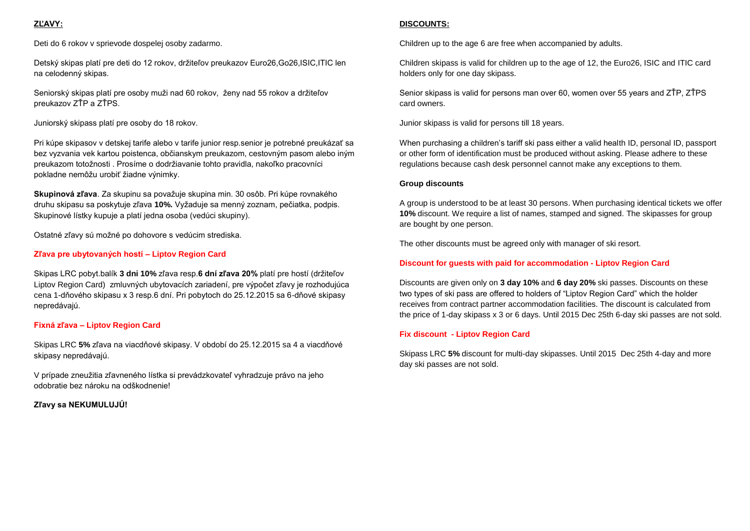**ZĽAVY:**

Deti do 6 rokov v sprievode dospelej osoby zadarmo.

Detský skipas platí pre deti do 12 rokov, držiteľov preukazov Euro26,Go26,ISIC,ITIC len na celodenný skipas.

Seniorský skipas platí pre osoby muži nad 60 rokov, ženy nad 55 rokov a držiteľov preukazov ZŤP a ZŤPS.

Juniorský skipass platí pre osoby do 18 rokov.

Pri kúpe skipasov v detskej tarife alebo v tarife junior resp.senior je potrebné preukázať sa bez vyzvania vek kartou poistenca, občianskym preukazom, cestovným pasom alebo iným preukazom totožnosti . Prosíme o dodržiavanie tohto pravidla, nakoľko pracovníci pokladne nemôžu urobiť žiadne výnimky.

**Skupinová zľava**. Za skupinu sa považuje skupina min. 30 osôb. Pri kúpe rovnakého druhu skipasu sa poskytuje zľava **10%.** Vyžaduje sa menný zoznam, pečiatka, podpis. Skupinové lístky kupuje a platí jedna osoba (vedúci skupiny).

Ostatné zľavy sú možné po dohovore s vedúcim strediska.

**Zľava pre ubytovaných hostí – Liptov Region Card**

Skipas LRC pobyt.balík **3 dni 10%** zľava resp.**6 dní zľava 20%** platí pre hostí (držiteľov Liptov Region Card) zmluvných ubytovacích zariadení, pre výpočet zľavy je rozhodujúca cena 1-dňového skipasu x 3 resp.6 dní. Pri pobytoch do 25.12.2015 sa 6-dňové skipasy nepredávajú.

**Fixná zľava – Liptov Region Card**

Skipas LRC **5%** zľava na viacdňové skipasy. V období do 25.12.2015 sa 4 a viacdňové skipasy nepredávajú.

V prípade zneužitia zľavneného lístka si prevádzkovateľ vyhradzuje právo na jeho odobratie bez nároku na odškodnenie!

**Zľavy sa NEKUMULUJÚ!**

**DISCOUNTS:**

Children up to the age 6 are free when accompanied by adults.

Children skipass is valid for children up to the age of 12, the Euro26, ISIC and ITIC card holders only for one day skipass.

Senior skipass is valid for persons man over 60, women over 55 years and ZŤP, ZŤPS card owners.

Junior skipass is valid for persons till 18 years.

When purchasing a children's tariff ski pass either a valid health ID, personal ID, passport or other form of identification must be produced without asking. Please adhere to these regulations because cash desk personnel cannot make any exceptions to them.

**Group discounts**

A group is understood to be at least 30 persons. When purchasing identical tickets we offer **10%** discount. We require a list of names, stamped and signed. The skipasses for group are bought by one person.

The other discounts must be agreed only with manager of ski resort.

**Discount for guests with paid for accommodation - Liptov Region Card**

Discounts are given only on **3 day 10%** and **6 day 20%** ski passes. Discounts on these two types of ski pass are offered to holders of "Liptov Region Card" which the holder receives from contract partner accommodation facilities. The discount is calculated from the price of 1-day skipass x 3 or 6 days. Until 2015 Dec 25th 6-day ski passes are not sold.

**Fix discount - Liptov Region Card**

Skipass LRC **5%** discount for multi-day skipasses. Until 2015 Dec 25th 4-day and more day ski passes are not sold.